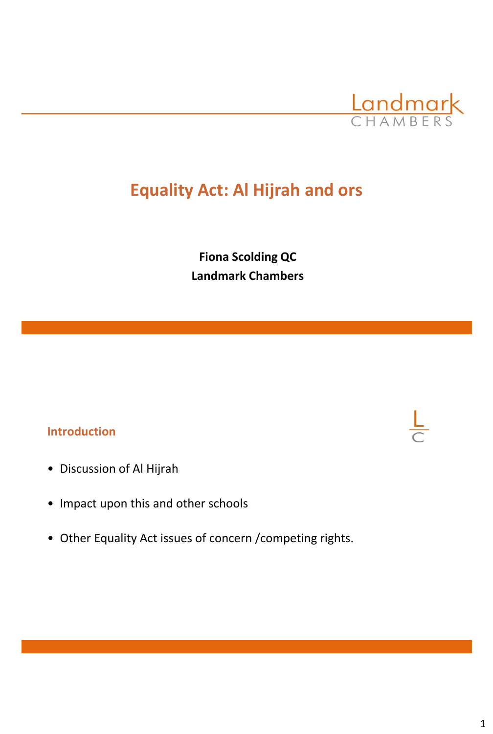# Equality Act: Al Hijrah and ors

**Fiona Scolding QC**
**Landmark Chambers**

## Introduction

- Discussion of Al Hijrah
- Impact upon this and other schools
- Other Equality Act issues of concern /competing rights.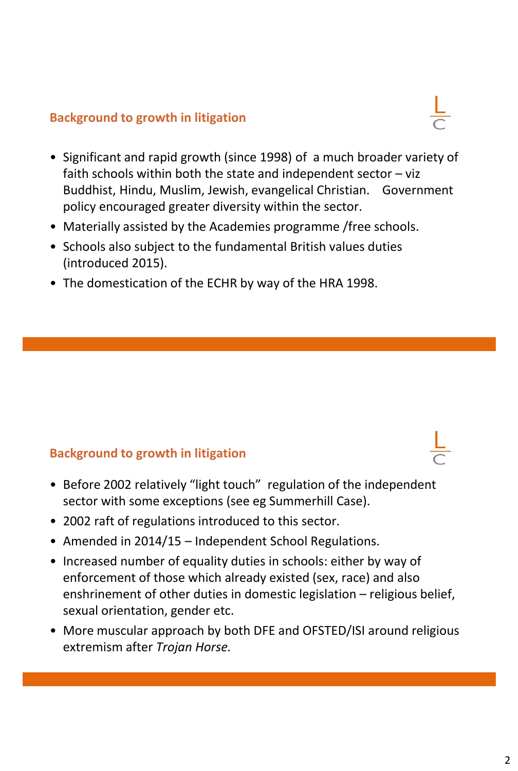## Background to growth in litigation

- Significant and rapid growth (since 1998) of a much broader variety of faith schools within both the state and independent sector – viz Buddhist, Hindu, Muslim, Jewish, evangelical Christian. Government policy encouraged greater diversity within the sector.
- Materially assisted by the Academies programme /free schools.
- Schools also subject to the fundamental British values duties (introduced 2015).
- The domestication of the ECHR by way of the HRA 1998.

## Background to growth in litigation

- Before 2002 relatively "light touch" regulation of the independent sector with some exceptions (see eg Summerhill Case).
- 2002 raft of regulations introduced to this sector.
- Amended in 2014/15 – Independent School Regulations.
- Increased number of equality duties in schools: either by way of enforcement of those which already existed (sex, race) and also enshrinement of other duties in domestic legislation – religious belief, sexual orientation, gender etc.
- More muscular approach by both DFE and OFSTED/ISI around religious extremism after *Trojan Horse.*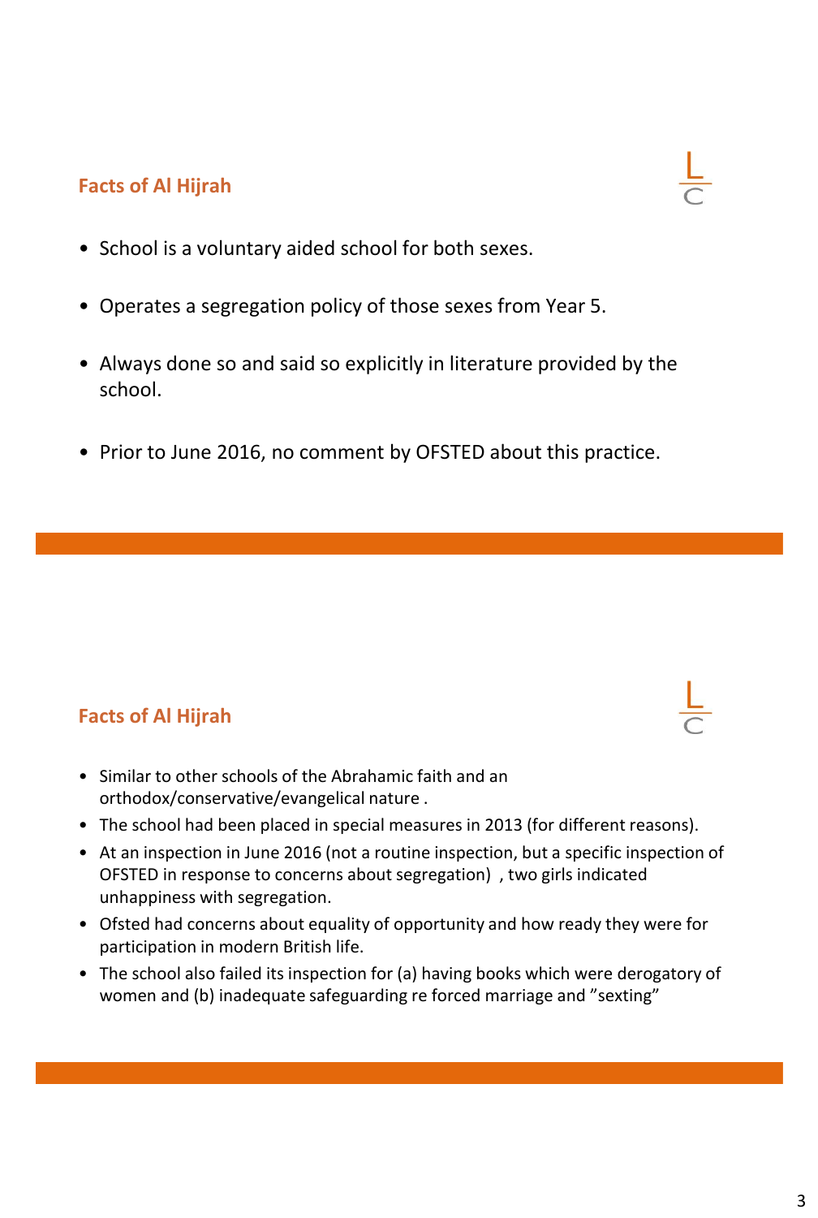## Facts of Al Hijrah

- School is a voluntary aided school for both sexes.
- Operates a segregation policy of those sexes from Year 5.
- Always done so and said so explicitly in literature provided by the school.
- Prior to June 2016, no comment by OFSTED about this practice.

## Facts of Al Hijrah

- Similar to other schools of the Abrahamic faith and an orthodox/conservative/evangelical nature .
- The school had been placed in special measures in 2013 (for different reasons).
- At an inspection in June 2016 (not a routine inspection, but a specific inspection of OFSTED in response to concerns about segregation) , two girls indicated unhappiness with segregation.
- Ofsted had concerns about equality of opportunity and how ready they were for participation in modern British life.
- The school also failed its inspection for (a) having books which were derogatory of women and (b) inadequate safeguarding re forced marriage and "sexting"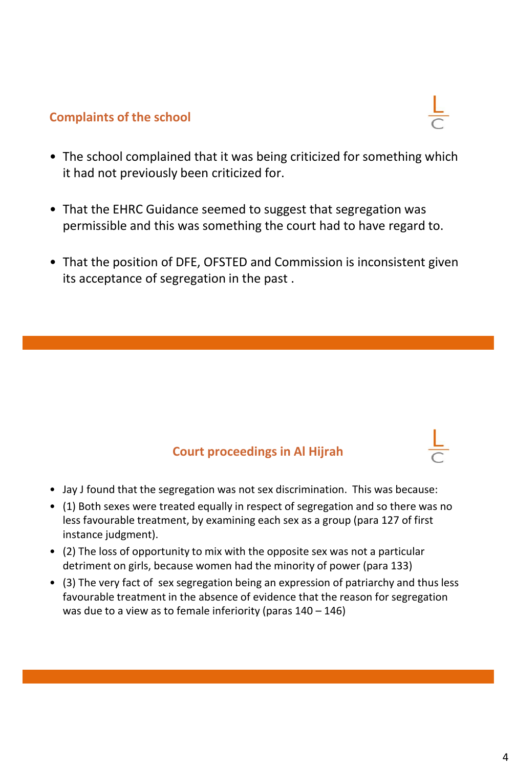## Complaints of the school

- The school complained that it was being criticized for something which it had not previously been criticized for.
- That the EHRC Guidance seemed to suggest that segregation was permissible and this was something the court had to have regard to.
- That the position of DFE, OFSTED and Commission is inconsistent given its acceptance of segregation in the past .

## Court proceedings in Al Hijrah

- Jay J found that the segregation was not sex discrimination. This was because:
- (1) Both sexes were treated equally in respect of segregation and so there was no less favourable treatment, by examining each sex as a group (para 127 of first instance judgment).
- (2) The loss of opportunity to mix with the opposite sex was not a particular detriment on girls, because women had the minority of power (para 133)
- (3) The very fact of sex segregation being an expression of patriarchy and thus less favourable treatment in the absence of evidence that the reason for segregation was due to a view as to female inferiority (paras 140 – 146)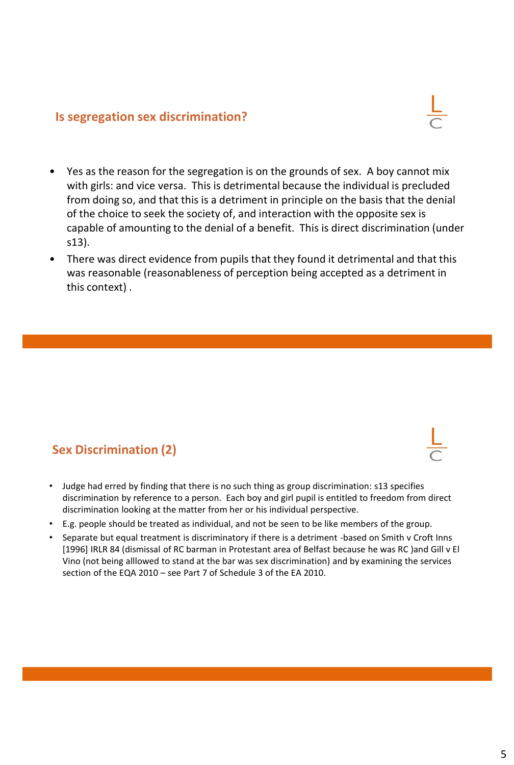## Is segregation sex discrimination?

- Yes as the reason for the segregation is on the grounds of sex. A boy cannot mix with girls: and vice versa. This is detrimental because the individual is precluded from doing so, and that this is a detriment in principle on the basis that the denial of the choice to seek the society of, and interaction with the opposite sex is capable of amounting to the denial of a benefit. This is direct discrimination (under s13).
- There was direct evidence from pupils that they found it detrimental and that this was reasonable (reasonableness of perception being accepted as a detriment in this context) .

## Sex Discrimination (2)

- Judge had erred by finding that there is no such thing as group discrimination: s13 specifies discrimination by reference to a person. Each boy and girl pupil is entitled to freedom from direct discrimination looking at the matter from her or his individual perspective.
- E.g. people should be treated as individual, and not be seen to be like members of the group.
- Separate but equal treatment is discriminatory if there is a detriment -based on Smith v Croft Inns [1996] IRLR 84 (dismissal of RC barman in Protestant area of Belfast because he was RC )and Gill v El Vino (not being alllowed to stand at the bar was sex discrimination) and by examining the services section of the EQA 2010 – see Part 7 of Schedule 3 of the EA 2010.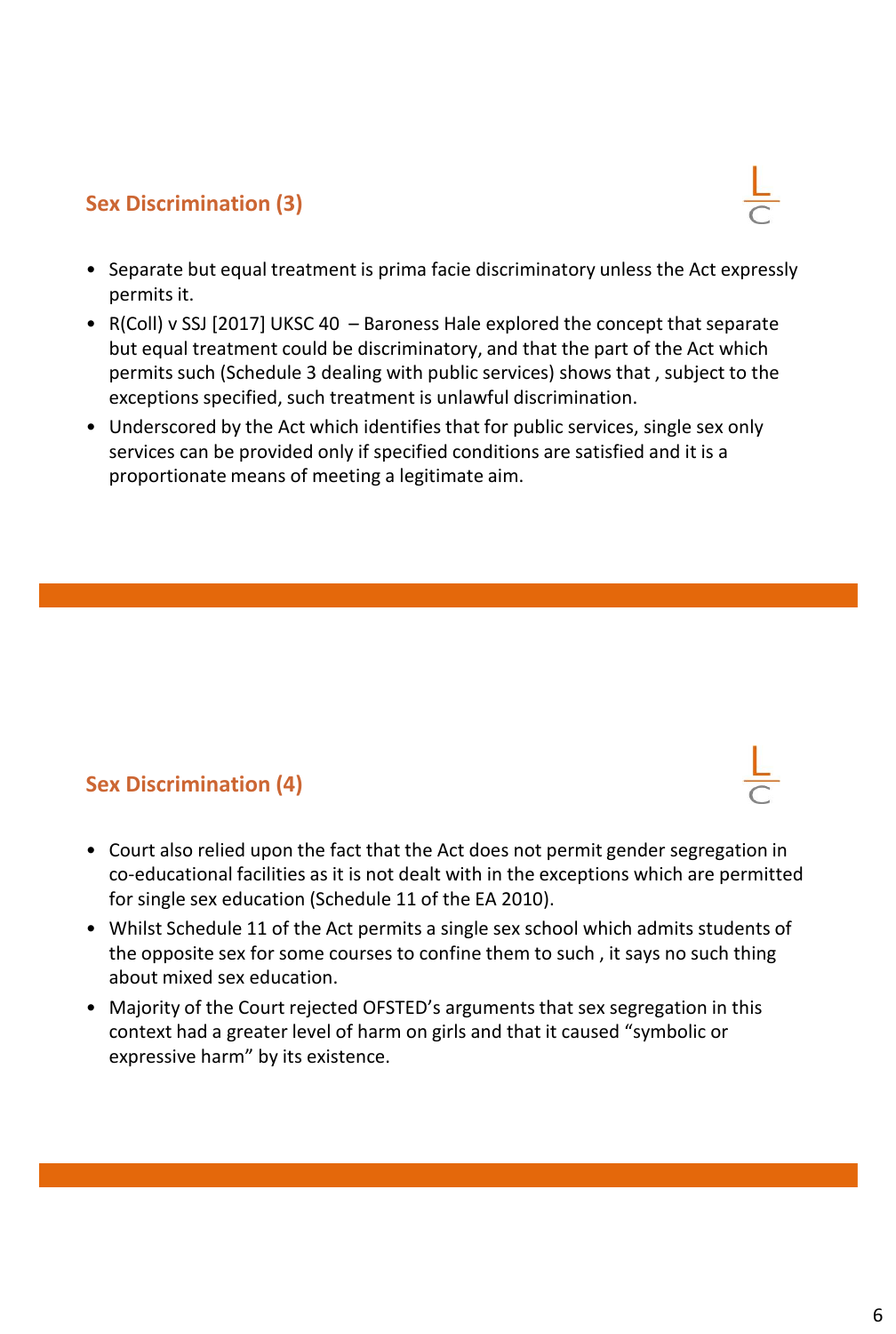## Sex Discrimination (3)

- Separate but equal treatment is prima facie discriminatory unless the Act expressly permits it.
- R(Coll) v SSJ [2017] UKSC 40 – Baroness Hale explored the concept that separate but equal treatment could be discriminatory, and that the part of the Act which permits such (Schedule 3 dealing with public services) shows that , subject to the exceptions specified, such treatment is unlawful discrimination.
- Underscored by the Act which identifies that for public services, single sex only services can be provided only if specified conditions are satisfied and it is a proportionate means of meeting a legitimate aim.

## Sex Discrimination (4)

- Court also relied upon the fact that the Act does not permit gender segregation in co-educational facilities as it is not dealt with in the exceptions which are permitted for single sex education (Schedule 11 of the EA 2010).
- Whilst Schedule 11 of the Act permits a single sex school which admits students of the opposite sex for some courses to confine them to such , it says no such thing about mixed sex education.
- Majority of the Court rejected OFSTED's arguments that sex segregation in this context had a greater level of harm on girls and that it caused "symbolic or expressive harm" by its existence.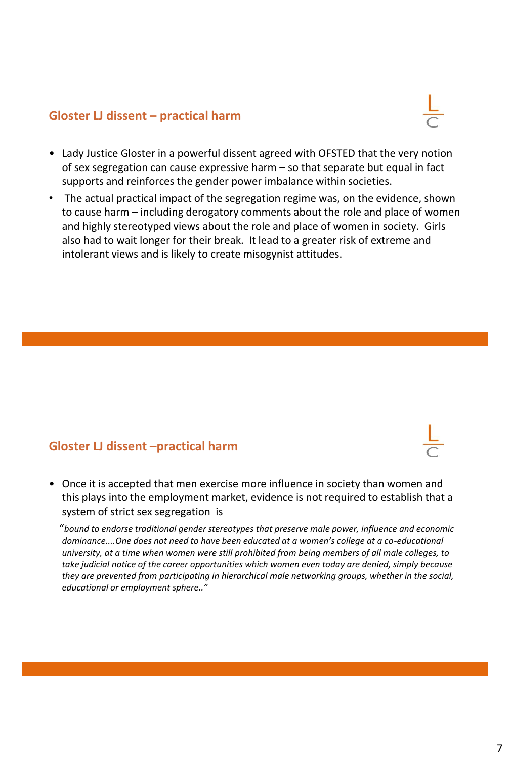## Gloster LJ dissent – practical harm

- Lady Justice Gloster in a powerful dissent agreed with OFSTED that the very notion of sex segregation can cause expressive harm – so that separate but equal in fact supports and reinforces the gender power imbalance within societies.
- The actual practical impact of the segregation regime was, on the evidence, shown to cause harm – including derogatory comments about the role and place of women and highly stereotyped views about the role and place of women in society. Girls also had to wait longer for their break. It lead to a greater risk of extreme and intolerant views and is likely to create misogynist attitudes.

## Gloster LJ dissent –practical harm

- Once it is accepted that men exercise more influence in society than women and this plays into the employment market, evidence is not required to establish that a system of strict sex segregation is

"*bound to endorse traditional gender stereotypes that preserve male power, influence and economic dominance....One does not need to have been educated at a women's college at a co-educational university, at a time when women were still prohibited from being members of all male colleges, to take judicial notice of the career opportunities which women even today are denied, simply because they are prevented from participating in hierarchical male networking groups, whether in the social, educational or employment sphere..*"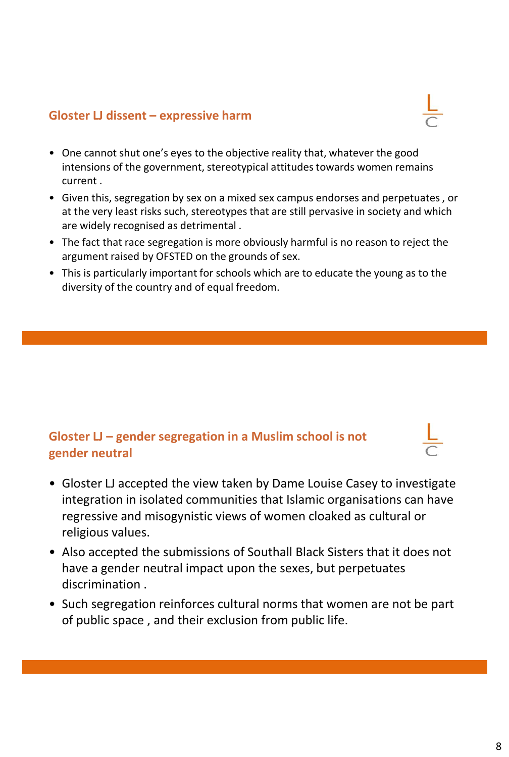## Gloster LJ dissent – expressive harm

- One cannot shut one's eyes to the objective reality that, whatever the good intensions of the government, stereotypical attitudes towards women remains current .
- Given this, segregation by sex on a mixed sex campus endorses and perpetuates , or at the very least risks such, stereotypes that are still pervasive in society and which are widely recognised as detrimental .
- The fact that race segregation is more obviously harmful is no reason to reject the argument raised by OFSTED on the grounds of sex.
- This is particularly important for schools which are to educate the young as to the diversity of the country and of equal freedom.

## Gloster LJ – gender segregation in a Muslim school is not gender neutral

- Gloster LJ accepted the view taken by Dame Louise Casey to investigate integration in isolated communities that Islamic organisations can have regressive and misogynistic views of women cloaked as cultural or religious values.
- Also accepted the submissions of Southall Black Sisters that it does not have a gender neutral impact upon the sexes, but perpetuates discrimination .
- Such segregation reinforces cultural norms that women are not be part of public space , and their exclusion from public life.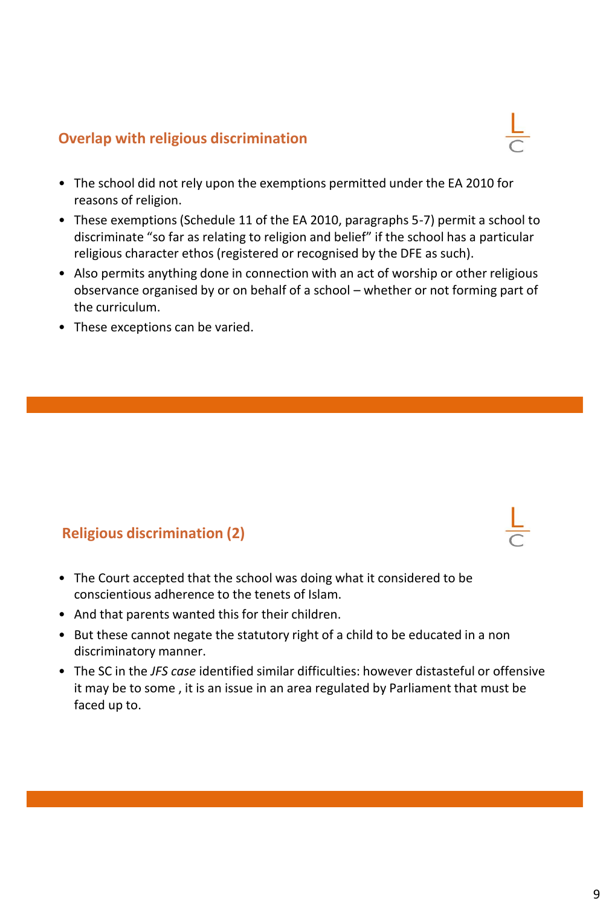## Overlap with religious discrimination

- The school did not rely upon the exemptions permitted under the EA 2010 for reasons of religion.
- These exemptions (Schedule 11 of the EA 2010, paragraphs 5-7) permit a school to discriminate "so far as relating to religion and belief" if the school has a particular religious character ethos (registered or recognised by the DFE as such).
- Also permits anything done in connection with an act of worship or other religious observance organised by or on behalf of a school – whether or not forming part of the curriculum.
- These exceptions can be varied.

## Religious discrimination (2)

- The Court accepted that the school was doing what it considered to be conscientious adherence to the tenets of Islam.
- And that parents wanted this for their children.
- But these cannot negate the statutory right of a child to be educated in a non discriminatory manner.
- The SC in the *JFS case* identified similar difficulties: however distasteful or offensive it may be to some , it is an issue in an area regulated by Parliament that must be faced up to.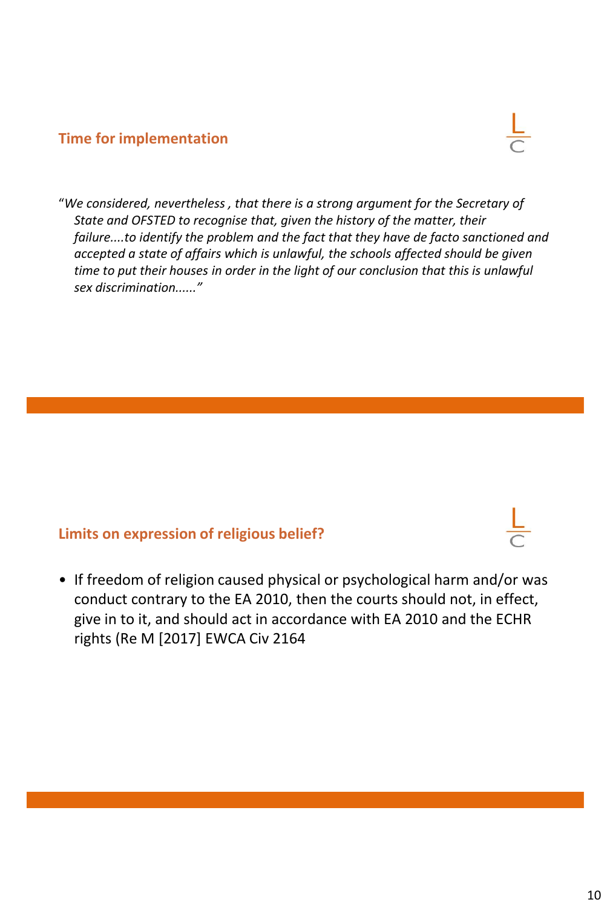## Time for implementation

"*We considered, nevertheless , that there is a strong argument for the Secretary of State and OFSTED to recognise that, given the history of the matter, their failure....to identify the problem and the fact that they have de facto sanctioned and accepted a state of affairs which is unlawful, the schools affected should be given time to put their houses in order in the light of our conclusion that this is unlawful sex discrimination......*"

## Limits on expression of religious belief?

- If freedom of religion caused physical or psychological harm and/or was conduct contrary to the EA 2010, then the courts should not, in effect, give in to it, and should act in accordance with EA 2010 and the ECHR rights (Re M [2017] EWCA Civ 2164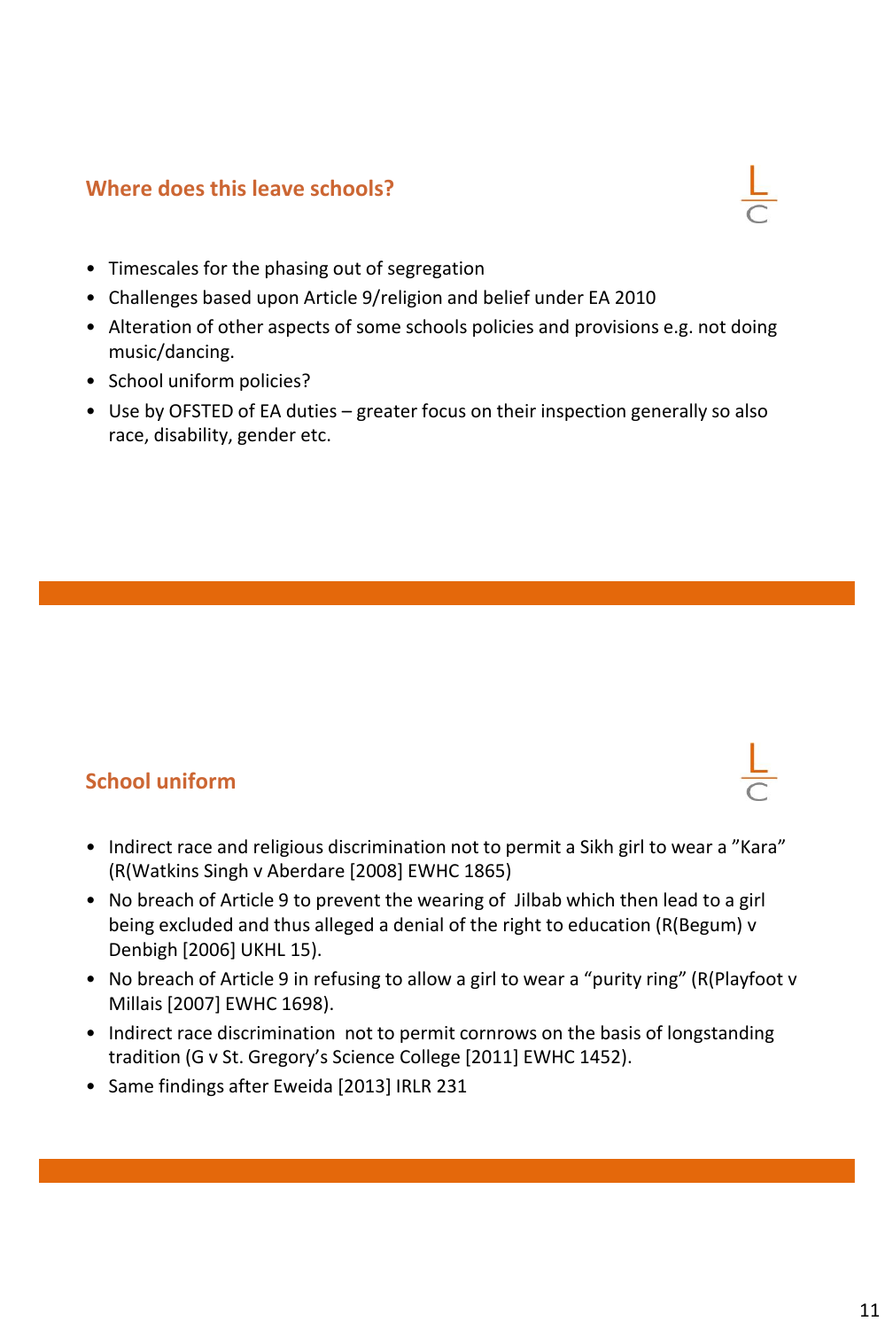## Where does this leave schools?

- Timescales for the phasing out of segregation
- Challenges based upon Article 9/religion and belief under EA 2010
- Alteration of other aspects of some schools policies and provisions e.g. not doing music/dancing.
- School uniform policies?
- Use by OFSTED of EA duties – greater focus on their inspection generally so also race, disability, gender etc.

## School uniform

- Indirect race and religious discrimination not to permit a Sikh girl to wear a ”Kara” (R(Watkins Singh v Aberdare [2008] EWHC 1865)
- No breach of Article 9 to prevent the wearing of Jilbab which then lead to a girl being excluded and thus alleged a denial of the right to education (R(Begum) v Denbigh [2006] UKHL 15).
- No breach of Article 9 in refusing to allow a girl to wear a “purity ring” (R(Playfoot v Millais [2007] EWHC 1698).
- Indirect race discrimination not to permit cornrows on the basis of longstanding tradition (G v St. Gregory’s Science College [2011] EWHC 1452).
- Same findings after Eweida [2013] IRLR 231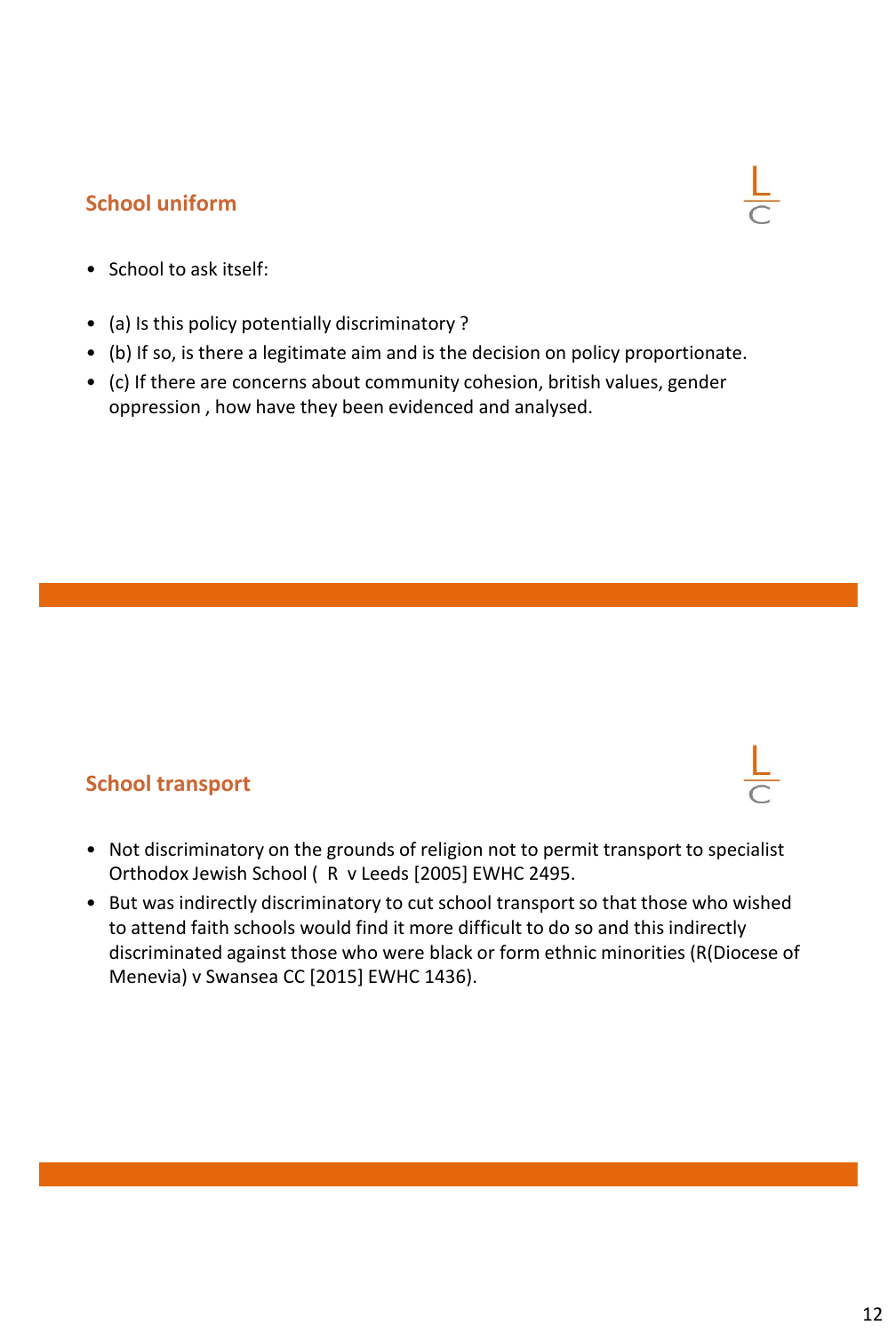## School uniform

- School to ask itself:

- (a) Is this policy potentially discriminatory ?
- (b) If so, is there a legitimate aim and is the decision on policy proportionate.
- (c) If there are concerns about community cohesion, british values, gender oppression , how have they been evidenced and analysed.

## School transport

- Not discriminatory on the grounds of religion not to permit transport to specialist Orthodox Jewish School ( R v Leeds [2005] EWHC 2495.
- But was indirectly discriminatory to cut school transport so that those who wished to attend faith schools would find it more difficult to do so and this indirectly discriminated against those who were black or form ethnic minorities (R(Diocese of Menevia) v Swansea CC [2015] EWHC 1436).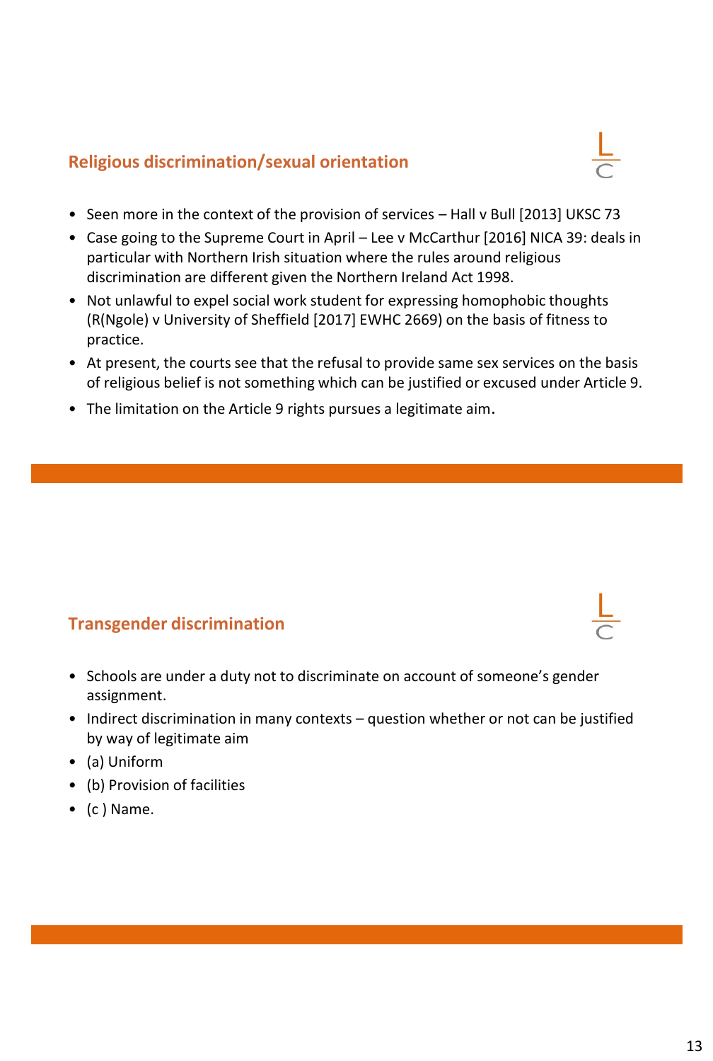## Religious discrimination/sexual orientation

- Seen more in the context of the provision of services – Hall v Bull [2013] UKSC 73
- Case going to the Supreme Court in April – Lee v McCarthur [2016] NICA 39: deals in particular with Northern Irish situation where the rules around religious discrimination are different given the Northern Ireland Act 1998.
- Not unlawful to expel social work student for expressing homophobic thoughts (R(Ngole) v University of Sheffield [2017] EWHC 2669) on the basis of fitness to practice.
- At present, the courts see that the refusal to provide same sex services on the basis of religious belief is not something which can be justified or excused under Article 9.
- The limitation on the Article 9 rights pursues a legitimate aim.

## Transgender discrimination

- Schools are under a duty not to discriminate on account of someone's gender assignment.
- Indirect discrimination in many contexts – question whether or not can be justified by way of legitimate aim
- (a) Uniform
- (b) Provision of facilities
- (c ) Name.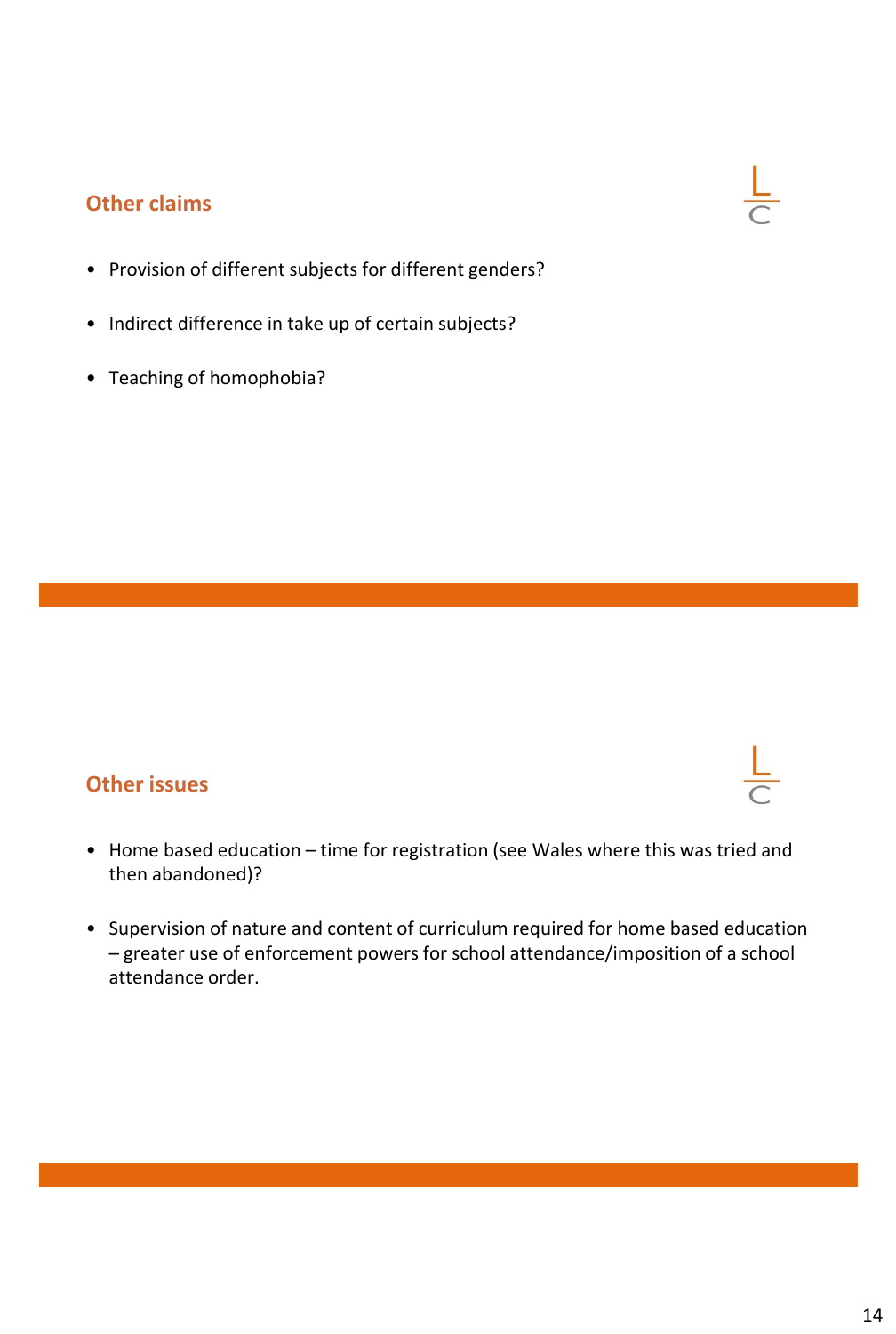## Other claims

- Provision of different subjects for different genders?
- Indirect difference in take up of certain subjects?
- Teaching of homophobia?

## Other issues

- Home based education – time for registration (see Wales where this was tried and then abandoned)?
- Supervision of nature and content of curriculum required for home based education – greater use of enforcement powers for school attendance/imposition of a school attendance order.